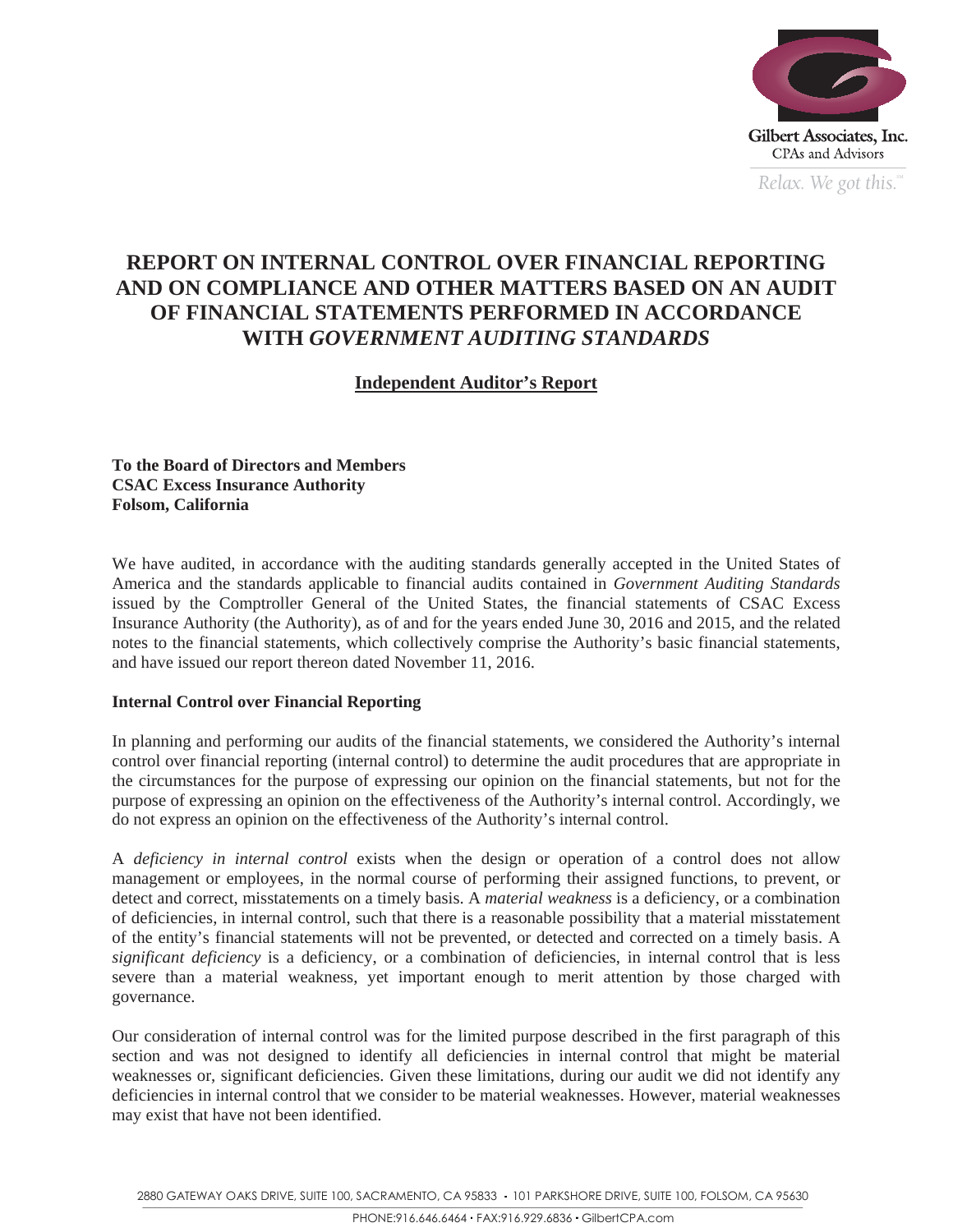Gilbert Associates, Inc.
CPAs and Advisors
*Relax. We got this.*

# REPORT ON INTERNAL CONTROL OVER FINANCIAL REPORTING AND ON COMPLIANCE AND OTHER MATTERS BASED ON AN AUDIT OF FINANCIAL STATEMENTS PERFORMED IN ACCORDANCE WITH *GOVERNMENT AUDITING STANDARDS*

## Independent Auditor's Report

**To the Board of Directors and Members**
**CSAC Excess Insurance Authority**
**Folsom, California**

We have audited, in accordance with the auditing standards generally accepted in the United States of America and the standards applicable to financial audits contained in *Government Auditing Standards* issued by the Comptroller General of the United States, the financial statements of CSAC Excess Insurance Authority (the Authority), as of and for the years ended June 30, 2016 and 2015, and the related notes to the financial statements, which collectively comprise the Authority's basic financial statements, and have issued our report thereon dated November 11, 2016.

**Internal Control over Financial Reporting**

In planning and performing our audits of the financial statements, we considered the Authority's internal control over financial reporting (internal control) to determine the audit procedures that are appropriate in the circumstances for the purpose of expressing our opinion on the financial statements, but not for the purpose of expressing an opinion on the effectiveness of the Authority's internal control. Accordingly, we do not express an opinion on the effectiveness of the Authority's internal control.

A *deficiency in internal control* exists when the design or operation of a control does not allow management or employees, in the normal course of performing their assigned functions, to prevent, or detect and correct, misstatements on a timely basis. A *material weakness* is a deficiency, or a combination of deficiencies, in internal control, such that there is a reasonable possibility that a material misstatement of the entity's financial statements will not be prevented, or detected and corrected on a timely basis. A *significant deficiency* is a deficiency, or a combination of deficiencies, in internal control that is less severe than a material weakness, yet important enough to merit attention by those charged with governance.

Our consideration of internal control was for the limited purpose described in the first paragraph of this section and was not designed to identify all deficiencies in internal control that might be material weaknesses or, significant deficiencies. Given these limitations, during our audit we did not identify any deficiencies in internal control that we consider to be material weaknesses. However, material weaknesses may exist that have not been identified.

2880 GATEWAY OAKS DRIVE, SUITE 100, SACRAMENTO, CA 95833 • 101 PARKSHORE DRIVE, SUITE 100, FOLSOM, CA 95630
PHONE:916.646.6464 • FAX:916.929.6836 • GilbertCPA.com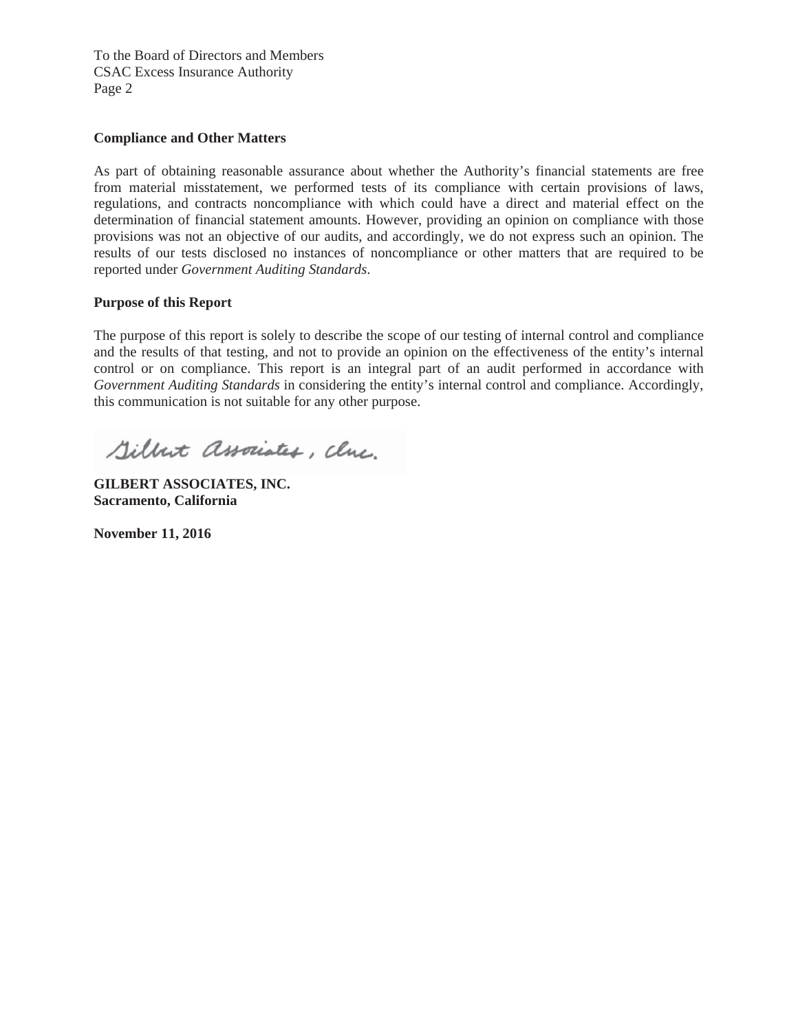To the Board of Directors and Members
CSAC Excess Insurance Authority

**Compliance and Other Matters**

As part of obtaining reasonable assurance about whether the Authority's financial statements are free from material misstatement, we performed tests of its compliance with certain provisions of laws, regulations, and contracts noncompliance with which could have a direct and material effect on the determination of financial statement amounts. However, providing an opinion on compliance with those provisions was not an objective of our audits, and accordingly, we do not express such an opinion. The results of our tests disclosed no instances of noncompliance or other matters that are required to be reported under *Government Auditing Standards*.

**Purpose of this Report**

The purpose of this report is solely to describe the scope of our testing of internal control and compliance and the results of that testing, and not to provide an opinion on the effectiveness of the entity's internal control or on compliance. This report is an integral part of an audit performed in accordance with *Government Auditing Standards* in considering the entity's internal control and compliance. Accordingly, this communication is not suitable for any other purpose.

Gilbert Associates, Inc.

**GILBERT ASSOCIATES, INC.**
**Sacramento, California**

**November 11, 2016**